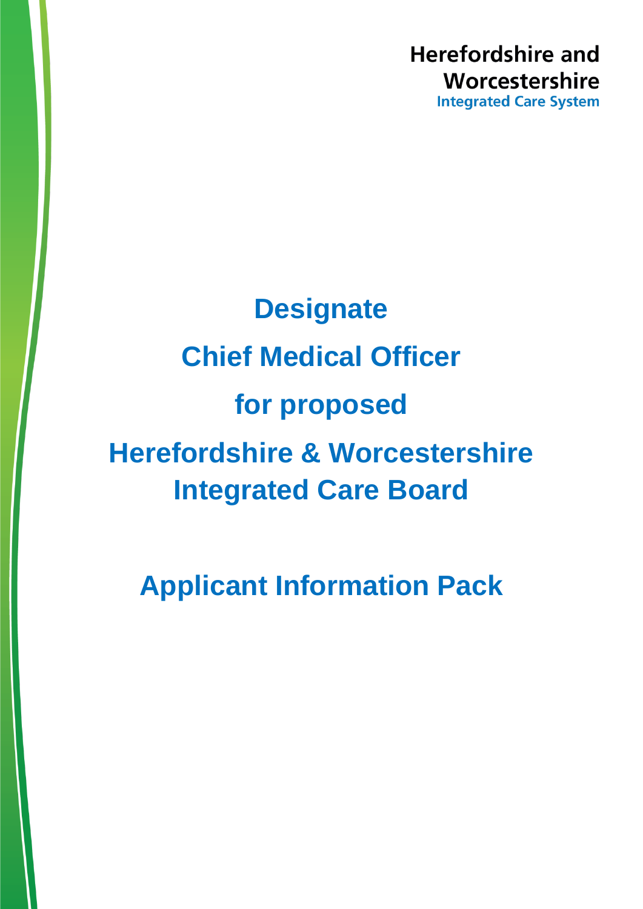Herefordshire and Worcestershire
Integrated Care System

# Designate Chief Medical Officer for proposed Herefordshire & Worcestershire Integrated Care Board

## Applicant Information Pack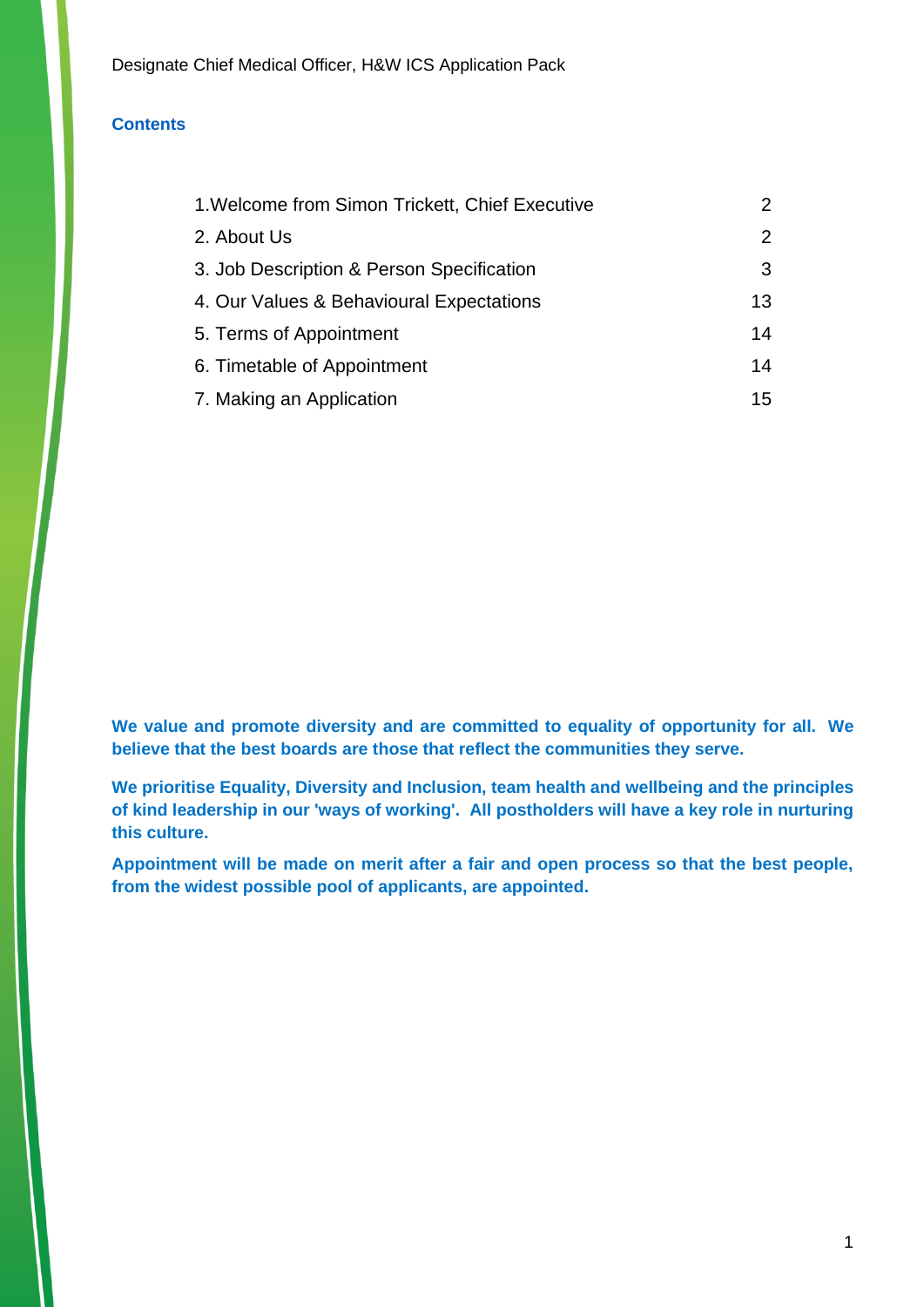## Contents

| | |
|---|---|
| 1.Welcome from Simon Trickett, Chief Executive | 2 |
| 2. About Us | 2 |
| 3. Job Description & Person Specification | 3 |
| 4. Our Values & Behavioural Expectations | 13 |
| 5. Terms of Appointment | 14 |
| 6. Timetable of Appointment | 14 |
| 7. Making an Application | 15 |

**We value and promote diversity and are committed to equality of opportunity for all. We believe that the best boards are those that reflect the communities they serve.**

**We prioritise Equality, Diversity and Inclusion, team health and wellbeing and the principles of kind leadership in our 'ways of working'. All postholders will have a key role in nurturing this culture.**

**Appointment will be made on merit after a fair and open process so that the best people, from the widest possible pool of applicants, are appointed.**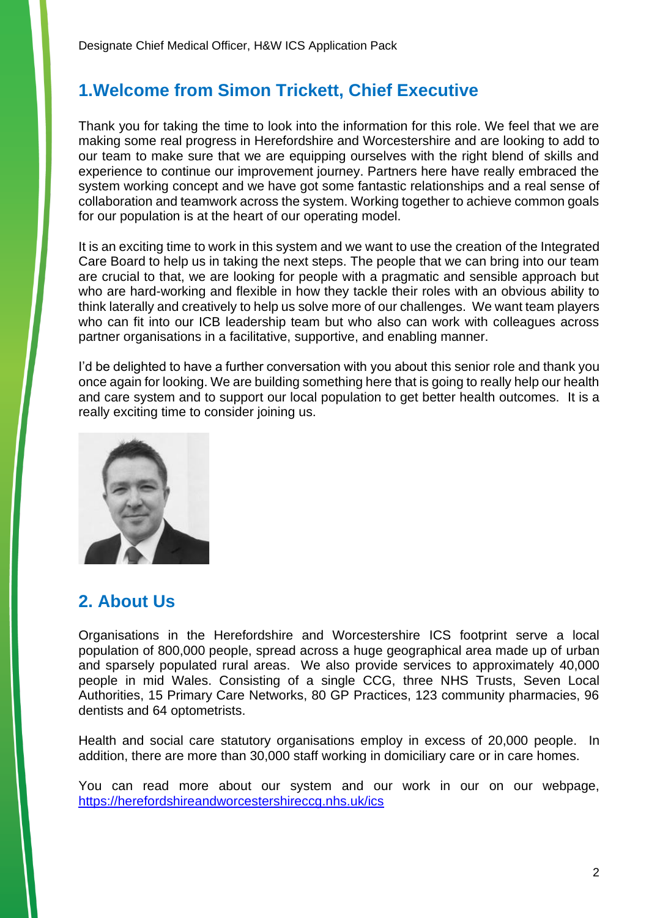## 1.Welcome from Simon Trickett, Chief Executive

Thank you for taking the time to look into the information for this role. We feel that we are making some real progress in Herefordshire and Worcestershire and are looking to add to our team to make sure that we are equipping ourselves with the right blend of skills and experience to continue our improvement journey. Partners here have really embraced the system working concept and we have got some fantastic relationships and a real sense of collaboration and teamwork across the system. Working together to achieve common goals for our population is at the heart of our operating model.

It is an exciting time to work in this system and we want to use the creation of the Integrated Care Board to help us in taking the next steps. The people that we can bring into our team are crucial to that, we are looking for people with a pragmatic and sensible approach but who are hard-working and flexible in how they tackle their roles with an obvious ability to think laterally and creatively to help us solve more of our challenges. We want team players who can fit into our ICB leadership team but who also can work with colleagues across partner organisations in a facilitative, supportive, and enabling manner.

I'd be delighted to have a further conversation with you about this senior role and thank you once again for looking. We are building something here that is going to really help our health and care system and to support our local population to get better health outcomes. It is a really exciting time to consider joining us.

## 2. About Us

Organisations in the Herefordshire and Worcestershire ICS footprint serve a local population of 800,000 people, spread across a huge geographical area made up of urban and sparsely populated rural areas. We also provide services to approximately 40,000 people in mid Wales. Consisting of a single CCG, three NHS Trusts, Seven Local Authorities, 15 Primary Care Networks, 80 GP Practices, 123 community pharmacies, 96 dentists and 64 optometrists.

Health and social care statutory organisations employ in excess of 20,000 people. In addition, there are more than 30,000 staff working in domiciliary care or in care homes.

You can read more about our system and our work in our on our webpage, https://herefordshireandworcestershireccg.nhs.uk/ics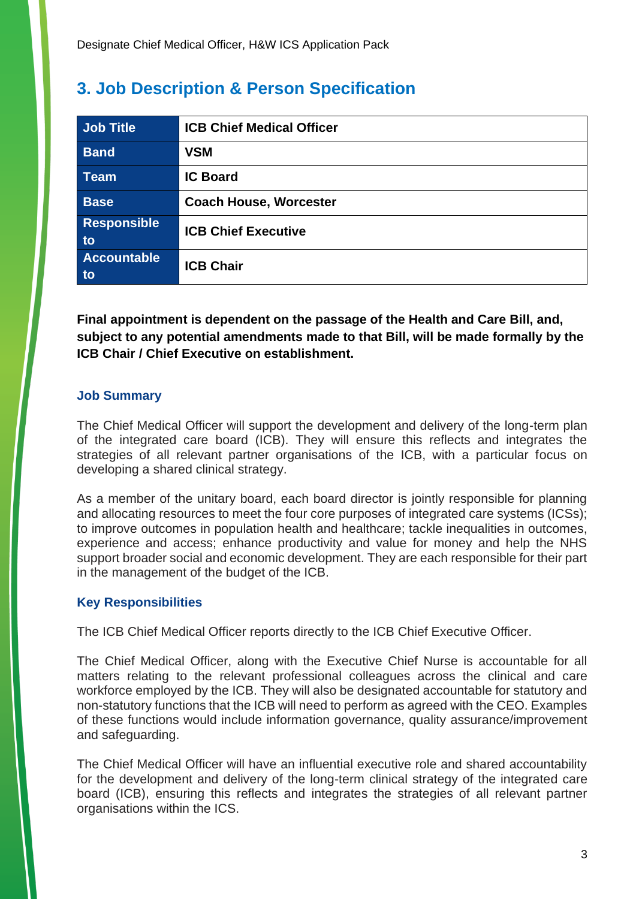## 3. Job Description & Person Specification

| Job Title | ICB Chief Medical Officer |
| --- | --- |
| Band | VSM |
| Team | IC Board |
| Base | Coach House, Worcester |
| Responsible to | ICB Chief Executive |
| Accountable to | ICB Chair |

**Final appointment is dependent on the passage of the Health and Care Bill, and, subject to any potential amendments made to that Bill, will be made formally by the ICB Chair / Chief Executive on establishment.**

### Job Summary

The Chief Medical Officer will support the development and delivery of the long-term plan of the integrated care board (ICB). They will ensure this reflects and integrates the strategies of all relevant partner organisations of the ICB, with a particular focus on developing a shared clinical strategy.

As a member of the unitary board, each board director is jointly responsible for planning and allocating resources to meet the four core purposes of integrated care systems (ICSs); to improve outcomes in population health and healthcare; tackle inequalities in outcomes, experience and access; enhance productivity and value for money and help the NHS support broader social and economic development. They are each responsible for their part in the management of the budget of the ICB.

### Key Responsibilities

The ICB Chief Medical Officer reports directly to the ICB Chief Executive Officer.

The Chief Medical Officer, along with the Executive Chief Nurse is accountable for all matters relating to the relevant professional colleagues across the clinical and care workforce employed by the ICB. They will also be designated accountable for statutory and non-statutory functions that the ICB will need to perform as agreed with the CEO. Examples of these functions would include information governance, quality assurance/improvement and safeguarding.

The Chief Medical Officer will have an influential executive role and shared accountability for the development and delivery of the long-term clinical strategy of the integrated care board (ICB), ensuring this reflects and integrates the strategies of all relevant partner organisations within the ICS.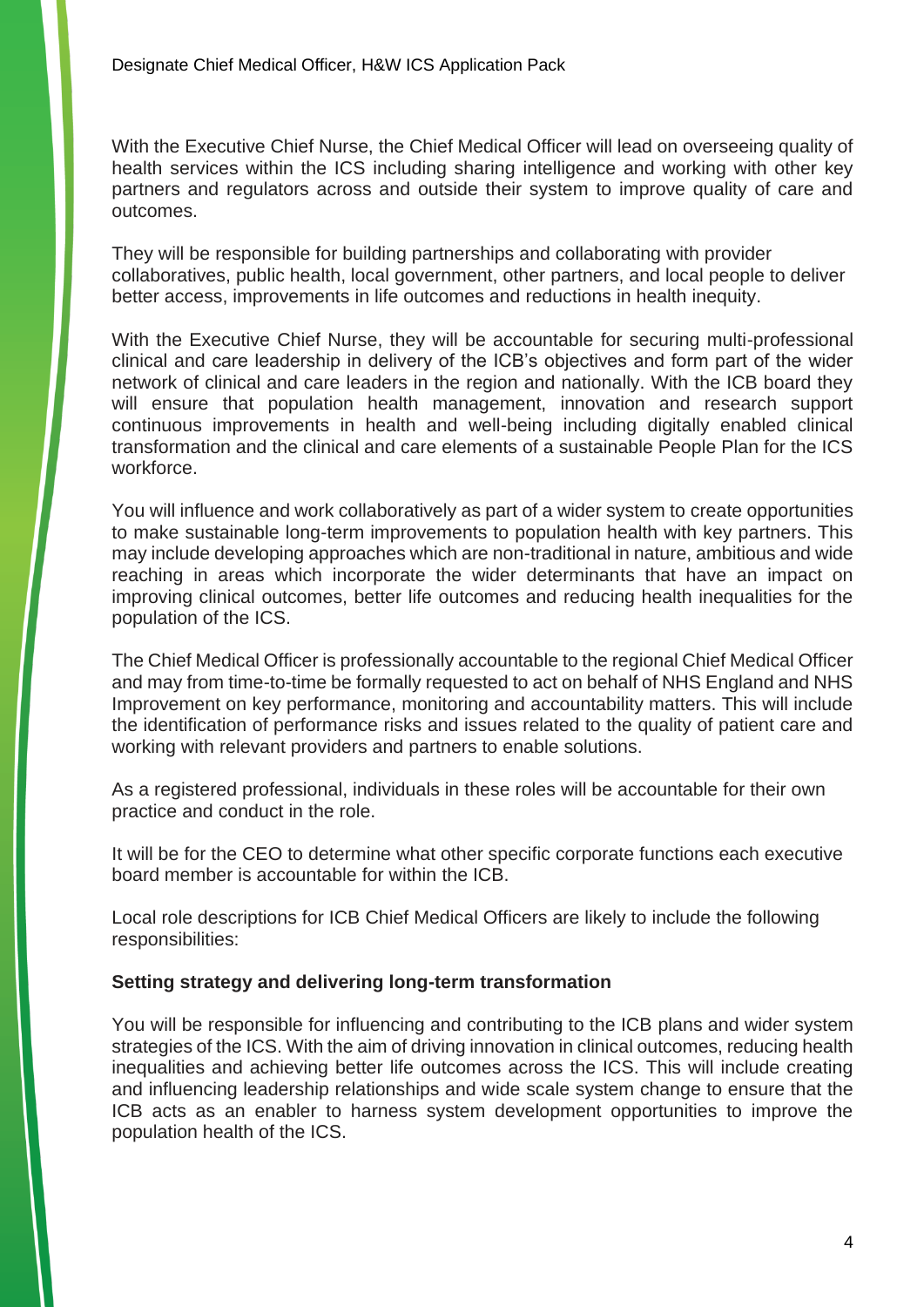With the Executive Chief Nurse, the Chief Medical Officer will lead on overseeing quality of health services within the ICS including sharing intelligence and working with other key partners and regulators across and outside their system to improve quality of care and outcomes.

They will be responsible for building partnerships and collaborating with provider collaboratives, public health, local government, other partners, and local people to deliver better access, improvements in life outcomes and reductions in health inequity.

With the Executive Chief Nurse, they will be accountable for securing multi-professional clinical and care leadership in delivery of the ICB's objectives and form part of the wider network of clinical and care leaders in the region and nationally. With the ICB board they will ensure that population health management, innovation and research support continuous improvements in health and well-being including digitally enabled clinical transformation and the clinical and care elements of a sustainable People Plan for the ICS workforce.

You will influence and work collaboratively as part of a wider system to create opportunities to make sustainable long-term improvements to population health with key partners. This may include developing approaches which are non-traditional in nature, ambitious and wide reaching in areas which incorporate the wider determinants that have an impact on improving clinical outcomes, better life outcomes and reducing health inequalities for the population of the ICS.

The Chief Medical Officer is professionally accountable to the regional Chief Medical Officer and may from time-to-time be formally requested to act on behalf of NHS England and NHS Improvement on key performance, monitoring and accountability matters. This will include the identification of performance risks and issues related to the quality of patient care and working with relevant providers and partners to enable solutions.

As a registered professional, individuals in these roles will be accountable for their own practice and conduct in the role.

It will be for the CEO to determine what other specific corporate functions each executive board member is accountable for within the ICB.

Local role descriptions for ICB Chief Medical Officers are likely to include the following responsibilities:

**Setting strategy and delivering long-term transformation**

You will be responsible for influencing and contributing to the ICB plans and wider system strategies of the ICS. With the aim of driving innovation in clinical outcomes, reducing health inequalities and achieving better life outcomes across the ICS. This will include creating and influencing leadership relationships and wide scale system change to ensure that the ICB acts as an enabler to harness system development opportunities to improve the population health of the ICS.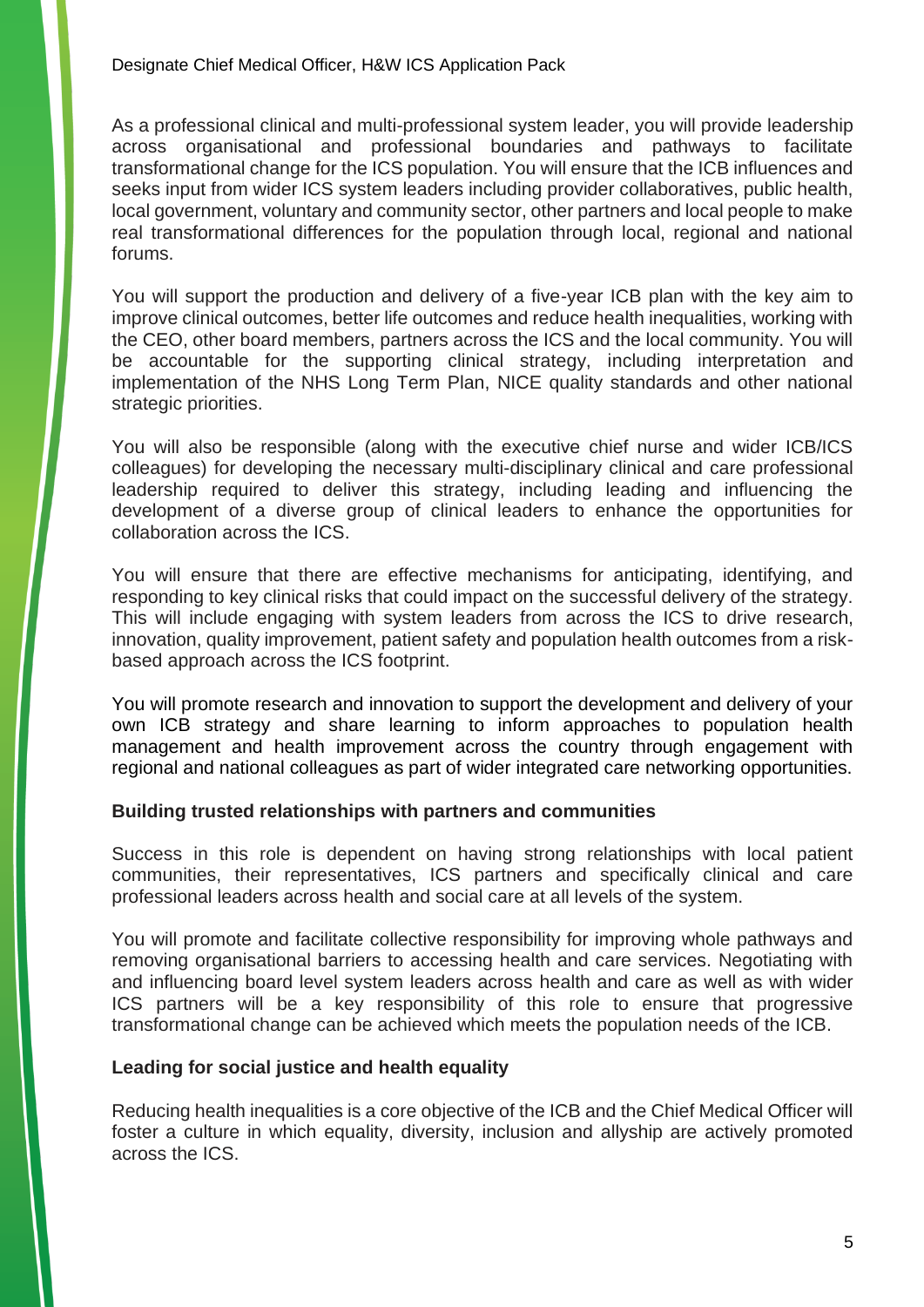As a professional clinical and multi-professional system leader, you will provide leadership across organisational and professional boundaries and pathways to facilitate transformational change for the ICS population. You will ensure that the ICB influences and seeks input from wider ICS system leaders including provider collaboratives, public health, local government, voluntary and community sector, other partners and local people to make real transformational differences for the population through local, regional and national forums.

You will support the production and delivery of a five-year ICB plan with the key aim to improve clinical outcomes, better life outcomes and reduce health inequalities, working with the CEO, other board members, partners across the ICS and the local community. You will be accountable for the supporting clinical strategy, including interpretation and implementation of the NHS Long Term Plan, NICE quality standards and other national strategic priorities.

You will also be responsible (along with the executive chief nurse and wider ICB/ICS colleagues) for developing the necessary multi-disciplinary clinical and care professional leadership required to deliver this strategy, including leading and influencing the development of a diverse group of clinical leaders to enhance the opportunities for collaboration across the ICS.

You will ensure that there are effective mechanisms for anticipating, identifying, and responding to key clinical risks that could impact on the successful delivery of the strategy. This will include engaging with system leaders from across the ICS to drive research, innovation, quality improvement, patient safety and population health outcomes from a risk-based approach across the ICS footprint.

You will promote research and innovation to support the development and delivery of your own ICB strategy and share learning to inform approaches to population health management and health improvement across the country through engagement with regional and national colleagues as part of wider integrated care networking opportunities.

**Building trusted relationships with partners and communities**

Success in this role is dependent on having strong relationships with local patient communities, their representatives, ICS partners and specifically clinical and care professional leaders across health and social care at all levels of the system.

You will promote and facilitate collective responsibility for improving whole pathways and removing organisational barriers to accessing health and care services. Negotiating with and influencing board level system leaders across health and care as well as with wider ICS partners will be a key responsibility of this role to ensure that progressive transformational change can be achieved which meets the population needs of the ICB.

**Leading for social justice and health equality**

Reducing health inequalities is a core objective of the ICB and the Chief Medical Officer will foster a culture in which equality, diversity, inclusion and allyship are actively promoted across the ICS.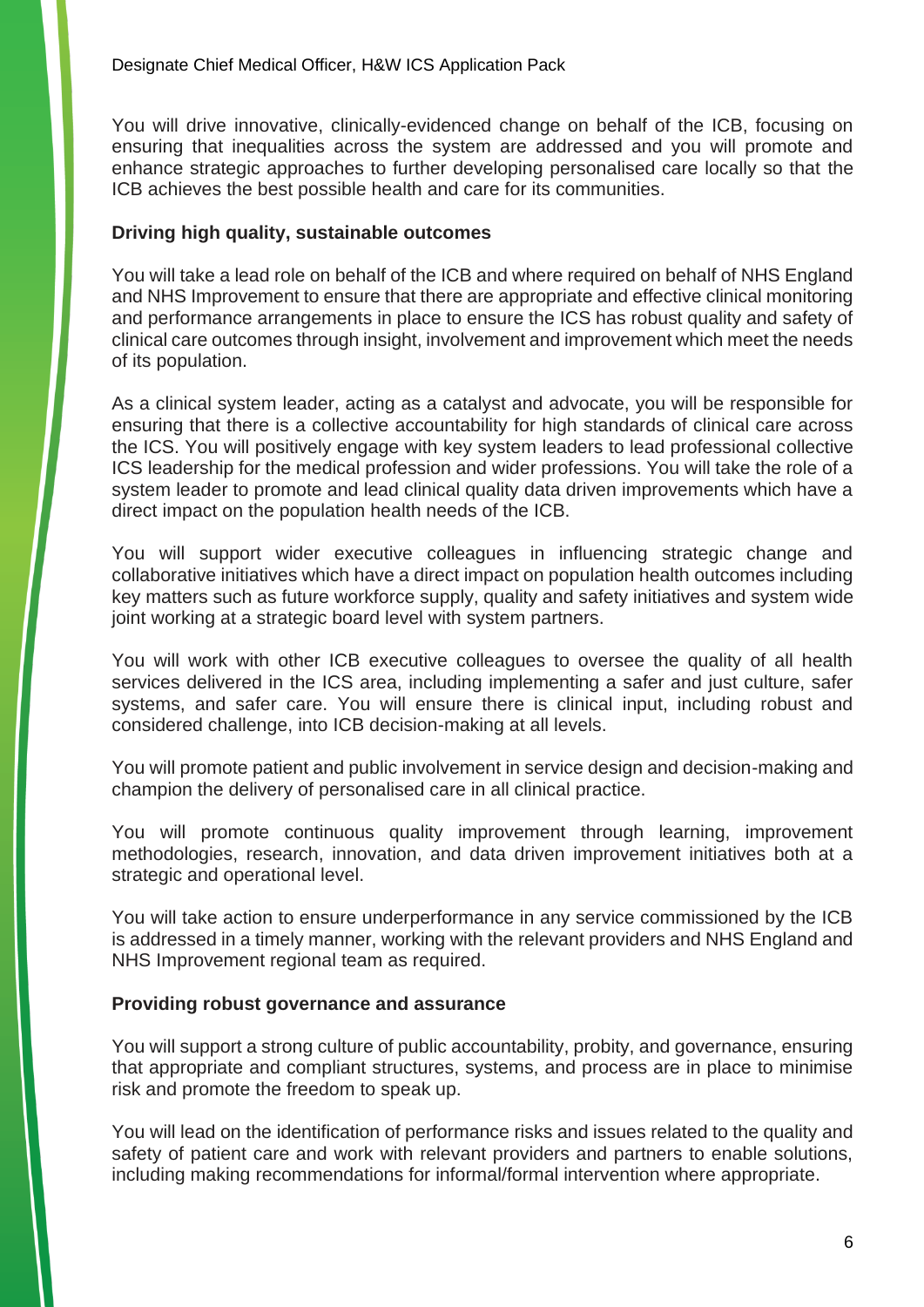You will drive innovative, clinically-evidenced change on behalf of the ICB, focusing on ensuring that inequalities across the system are addressed and you will promote and enhance strategic approaches to further developing personalised care locally so that the ICB achieves the best possible health and care for its communities.

**Driving high quality, sustainable outcomes**

You will take a lead role on behalf of the ICB and where required on behalf of NHS England and NHS Improvement to ensure that there are appropriate and effective clinical monitoring and performance arrangements in place to ensure the ICS has robust quality and safety of clinical care outcomes through insight, involvement and improvement which meet the needs of its population.

As a clinical system leader, acting as a catalyst and advocate, you will be responsible for ensuring that there is a collective accountability for high standards of clinical care across the ICS. You will positively engage with key system leaders to lead professional collective ICS leadership for the medical profession and wider professions. You will take the role of a system leader to promote and lead clinical quality data driven improvements which have a direct impact on the population health needs of the ICB.

You will support wider executive colleagues in influencing strategic change and collaborative initiatives which have a direct impact on population health outcomes including key matters such as future workforce supply, quality and safety initiatives and system wide joint working at a strategic board level with system partners.

You will work with other ICB executive colleagues to oversee the quality of all health services delivered in the ICS area, including implementing a safer and just culture, safer systems, and safer care. You will ensure there is clinical input, including robust and considered challenge, into ICB decision-making at all levels.

You will promote patient and public involvement in service design and decision-making and champion the delivery of personalised care in all clinical practice.

You will promote continuous quality improvement through learning, improvement methodologies, research, innovation, and data driven improvement initiatives both at a strategic and operational level.

You will take action to ensure underperformance in any service commissioned by the ICB is addressed in a timely manner, working with the relevant providers and NHS England and NHS Improvement regional team as required.

**Providing robust governance and assurance**

You will support a strong culture of public accountability, probity, and governance, ensuring that appropriate and compliant structures, systems, and process are in place to minimise risk and promote the freedom to speak up.

You will lead on the identification of performance risks and issues related to the quality and safety of patient care and work with relevant providers and partners to enable solutions, including making recommendations for informal/formal intervention where appropriate.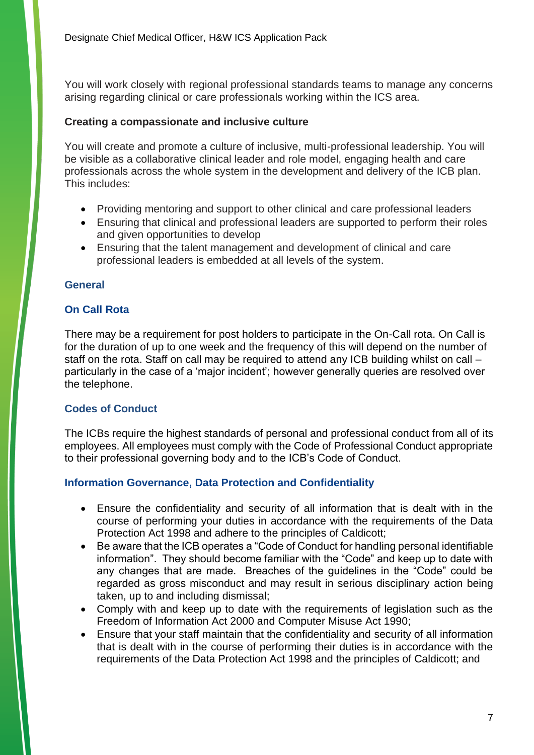You will work closely with regional professional standards teams to manage any concerns arising regarding clinical or care professionals working within the ICS area.

**Creating a compassionate and inclusive culture**

You will create and promote a culture of inclusive, multi-professional leadership. You will be visible as a collaborative clinical leader and role model, engaging health and care professionals across the whole system in the development and delivery of the ICB plan. This includes:

- Providing mentoring and support to other clinical and care professional leaders
- Ensuring that clinical and professional leaders are supported to perform their roles and given opportunities to develop
- Ensuring that the talent management and development of clinical and care professional leaders is embedded at all levels of the system.

## General

### On Call Rota

There may be a requirement for post holders to participate in the On-Call rota. On Call is for the duration of up to one week and the frequency of this will depend on the number of staff on the rota. Staff on call may be required to attend any ICB building whilst on call – particularly in the case of a 'major incident'; however generally queries are resolved over the telephone.

### Codes of Conduct

The ICBs require the highest standards of personal and professional conduct from all of its employees. All employees must comply with the Code of Professional Conduct appropriate to their professional governing body and to the ICB's Code of Conduct.

### Information Governance, Data Protection and Confidentiality

- Ensure the confidentiality and security of all information that is dealt with in the course of performing your duties in accordance with the requirements of the Data Protection Act 1998 and adhere to the principles of Caldicott;
- Be aware that the ICB operates a "Code of Conduct for handling personal identifiable information". They should become familiar with the "Code" and keep up to date with any changes that are made. Breaches of the guidelines in the "Code" could be regarded as gross misconduct and may result in serious disciplinary action being taken, up to and including dismissal;
- Comply with and keep up to date with the requirements of legislation such as the Freedom of Information Act 2000 and Computer Misuse Act 1990;
- Ensure that your staff maintain that the confidentiality and security of all information that is dealt with in the course of performing their duties is in accordance with the requirements of the Data Protection Act 1998 and the principles of Caldicott; and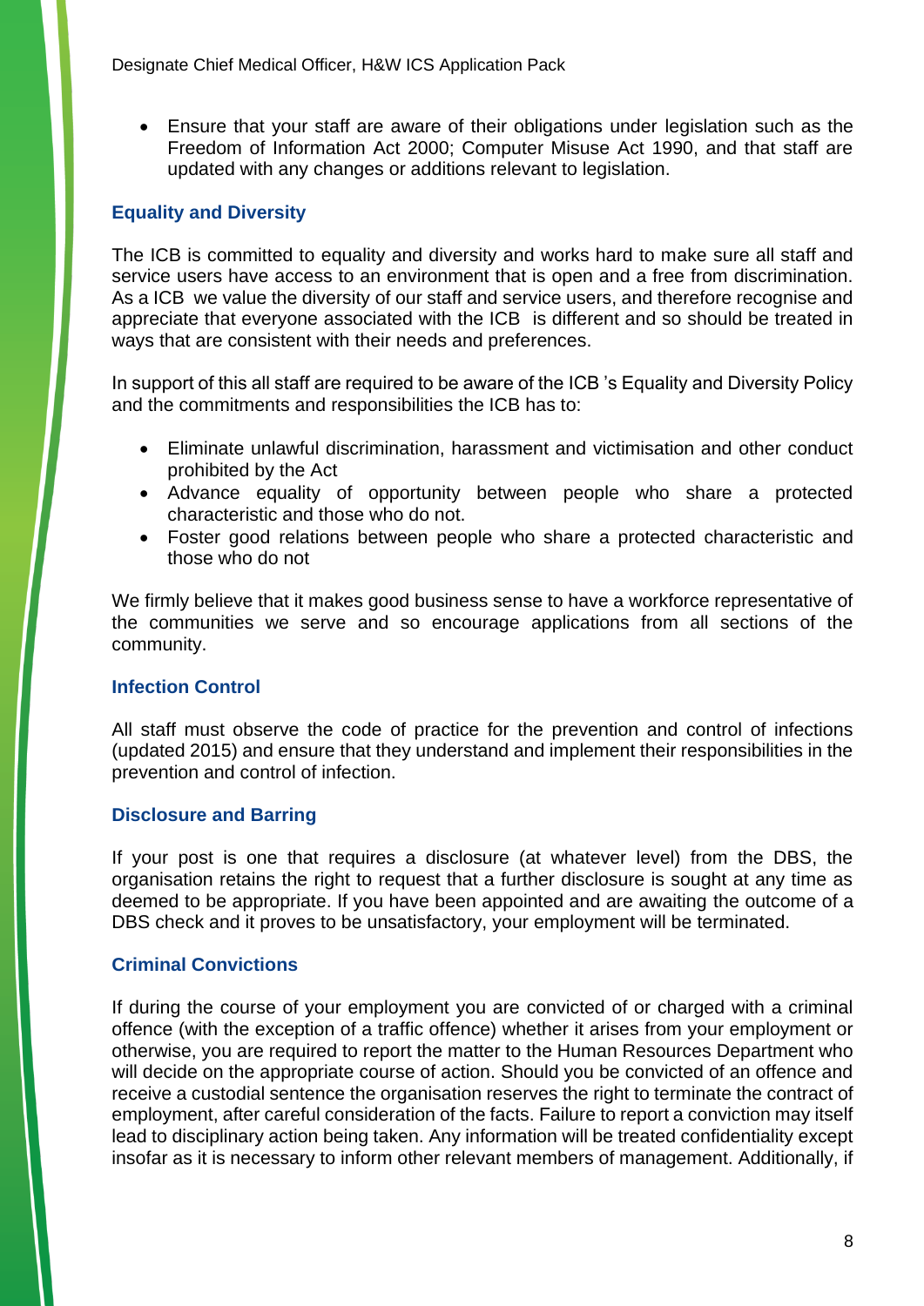- Ensure that your staff are aware of their obligations under legislation such as the Freedom of Information Act 2000; Computer Misuse Act 1990, and that staff are updated with any changes or additions relevant to legislation.

### Equality and Diversity

The ICB is committed to equality and diversity and works hard to make sure all staff and service users have access to an environment that is open and a free from discrimination. As a ICB we value the diversity of our staff and service users, and therefore recognise and appreciate that everyone associated with the ICB is different and so should be treated in ways that are consistent with their needs and preferences.

In support of this all staff are required to be aware of the ICB 's Equality and Diversity Policy and the commitments and responsibilities the ICB has to:

- Eliminate unlawful discrimination, harassment and victimisation and other conduct prohibited by the Act
- Advance equality of opportunity between people who share a protected characteristic and those who do not.
- Foster good relations between people who share a protected characteristic and those who do not

We firmly believe that it makes good business sense to have a workforce representative of the communities we serve and so encourage applications from all sections of the community.

### Infection Control

All staff must observe the code of practice for the prevention and control of infections (updated 2015) and ensure that they understand and implement their responsibilities in the prevention and control of infection.

### Disclosure and Barring

If your post is one that requires a disclosure (at whatever level) from the DBS, the organisation retains the right to request that a further disclosure is sought at any time as deemed to be appropriate. If you have been appointed and are awaiting the outcome of a DBS check and it proves to be unsatisfactory, your employment will be terminated.

### Criminal Convictions

If during the course of your employment you are convicted of or charged with a criminal offence (with the exception of a traffic offence) whether it arises from your employment or otherwise, you are required to report the matter to the Human Resources Department who will decide on the appropriate course of action. Should you be convicted of an offence and receive a custodial sentence the organisation reserves the right to terminate the contract of employment, after careful consideration of the facts. Failure to report a conviction may itself lead to disciplinary action being taken. Any information will be treated confidentiality except insofar as it is necessary to inform other relevant members of management. Additionally, if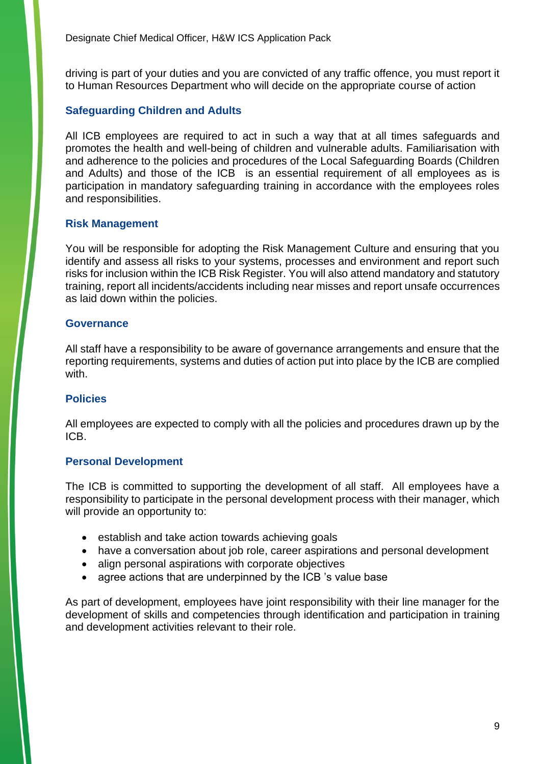driving is part of your duties and you are convicted of any traffic offence, you must report it to Human Resources Department who will decide on the appropriate course of action

### Safeguarding Children and Adults

All ICB employees are required to act in such a way that at all times safeguards and promotes the health and well-being of children and vulnerable adults. Familiarisation with and adherence to the policies and procedures of the Local Safeguarding Boards (Children and Adults) and those of the ICB is an essential requirement of all employees as is participation in mandatory safeguarding training in accordance with the employees roles and responsibilities.

### Risk Management

You will be responsible for adopting the Risk Management Culture and ensuring that you identify and assess all risks to your systems, processes and environment and report such risks for inclusion within the ICB Risk Register. You will also attend mandatory and statutory training, report all incidents/accidents including near misses and report unsafe occurrences as laid down within the policies.

### Governance

All staff have a responsibility to be aware of governance arrangements and ensure that the reporting requirements, systems and duties of action put into place by the ICB are complied with.

### Policies

All employees are expected to comply with all the policies and procedures drawn up by the ICB.

### Personal Development

The ICB is committed to supporting the development of all staff. All employees have a responsibility to participate in the personal development process with their manager, which will provide an opportunity to:

- establish and take action towards achieving goals
- have a conversation about job role, career aspirations and personal development
- align personal aspirations with corporate objectives
- agree actions that are underpinned by the ICB 's value base

As part of development, employees have joint responsibility with their line manager for the development of skills and competencies through identification and participation in training and development activities relevant to their role.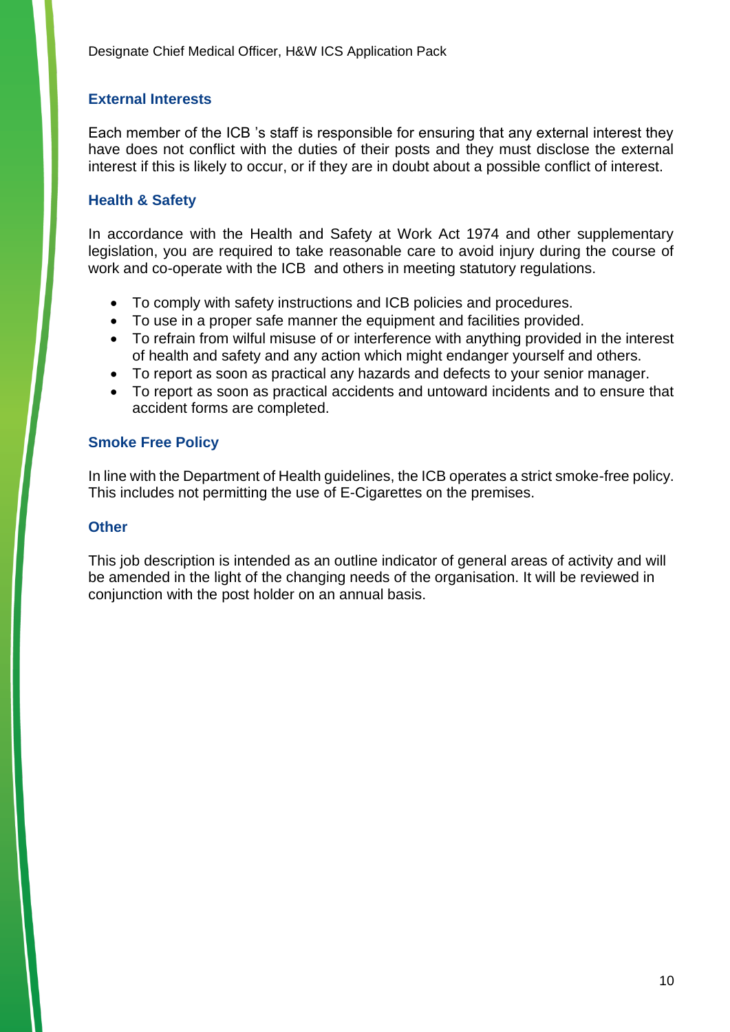### External Interests

Each member of the ICB 's staff is responsible for ensuring that any external interest they have does not conflict with the duties of their posts and they must disclose the external interest if this is likely to occur, or if they are in doubt about a possible conflict of interest.

### Health & Safety

In accordance with the Health and Safety at Work Act 1974 and other supplementary legislation, you are required to take reasonable care to avoid injury during the course of work and co-operate with the ICB and others in meeting statutory regulations.

- To comply with safety instructions and ICB policies and procedures.
- To use in a proper safe manner the equipment and facilities provided.
- To refrain from wilful misuse of or interference with anything provided in the interest of health and safety and any action which might endanger yourself and others.
- To report as soon as practical any hazards and defects to your senior manager.
- To report as soon as practical accidents and untoward incidents and to ensure that accident forms are completed.

### Smoke Free Policy

In line with the Department of Health guidelines, the ICB operates a strict smoke-free policy. This includes not permitting the use of E-Cigarettes on the premises.

### Other

This job description is intended as an outline indicator of general areas of activity and will be amended in the light of the changing needs of the organisation. It will be reviewed in conjunction with the post holder on an annual basis.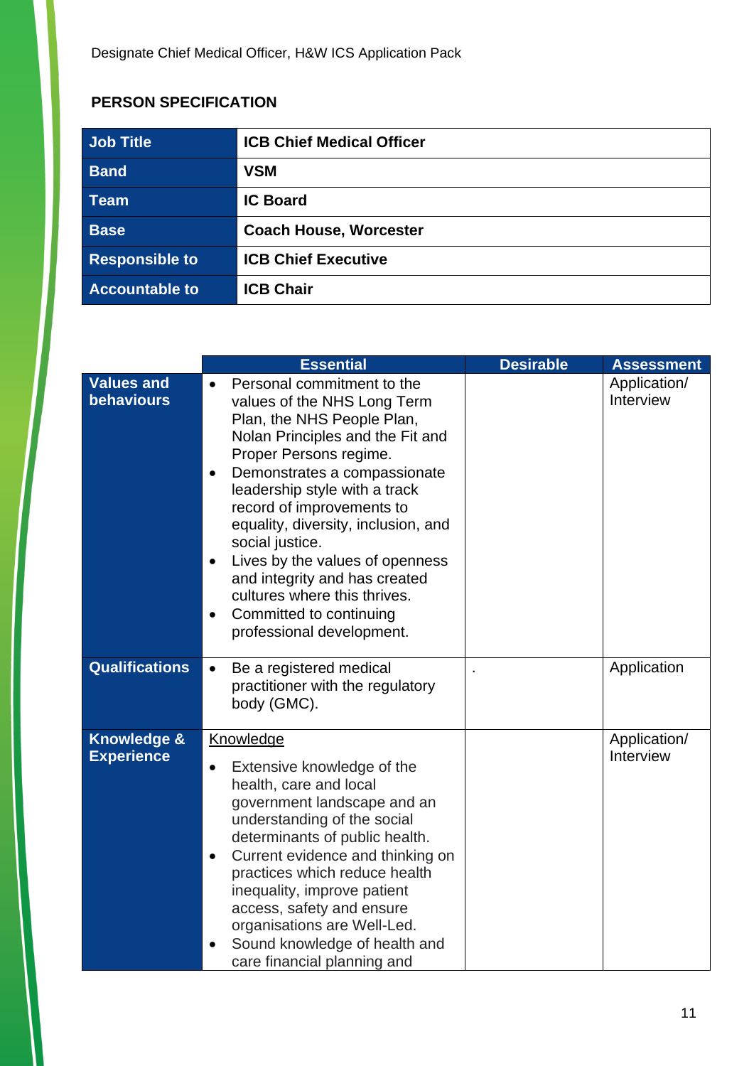## PERSON SPECIFICATION

| Job Title | ICB Chief Medical Officer |
|---|---|
| Band | VSM |
| Team | IC Board |
| Base | Coach House, Worcester |
| Responsible to | ICB Chief Executive |
| Accountable to | ICB Chair |

| | Essential | Desirable | Assessment |
|---|---|---|---|
| **Values and behaviours** | • Personal commitment to the values of the NHS Long Term Plan, the NHS People Plan, Nolan Principles and the Fit and Proper Persons regime.<br>• Demonstrates a compassionate leadership style with a track record of improvements to equality, diversity, inclusion, and social justice.<br>• Lives by the values of openness and integrity and has created cultures where this thrives.<br>• Committed to continuing professional development. | | Application/ Interview |
| **Qualifications** | • Be a registered medical practitioner with the regulatory body (GMC). | . | Application |
| **Knowledge & Experience** | Knowledge<br>• Extensive knowledge of the health, care and local government landscape and an understanding of the social determinants of public health.<br>• Current evidence and thinking on practices which reduce health inequality, improve patient access, safety and ensure organisations are Well-Led.<br>• Sound knowledge of health and care financial planning and | | Application/ Interview |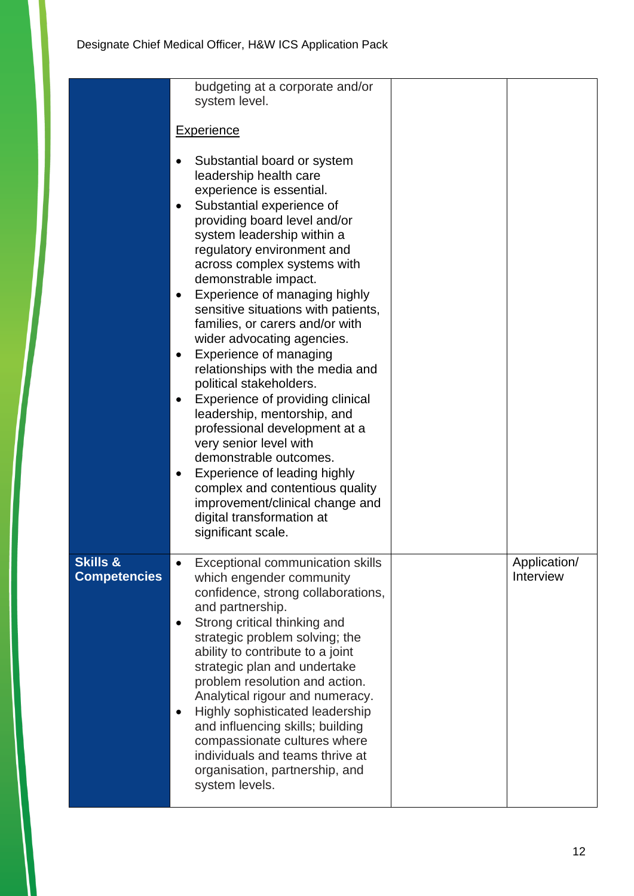| | | | |
|---|---|---|---|
| | budgeting at a corporate and/or system level.<br><br><u>Experience</u><br><br>• Substantial board or system leadership health care experience is essential.<br>• Substantial experience of providing board level and/or system leadership within a regulatory environment and across complex systems with demonstrable impact.<br>• Experience of managing highly sensitive situations with patients, families, or carers and/or with wider advocating agencies.<br>• Experience of managing relationships with the media and political stakeholders.<br>• Experience of providing clinical leadership, mentorship, and professional development at a very senior level with demonstrable outcomes.<br>• Experience of leading highly complex and contentious quality improvement/clinical change and digital transformation at significant scale. | | |
| **Skills & Competencies** | • Exceptional communication skills which engender community confidence, strong collaborations, and partnership.<br>• Strong critical thinking and strategic problem solving; the ability to contribute to a joint strategic plan and undertake problem resolution and action. Analytical rigour and numeracy.<br>• Highly sophisticated leadership and influencing skills; building compassionate cultures where individuals and teams thrive at organisation, partnership, and system levels. | | Application/ Interview |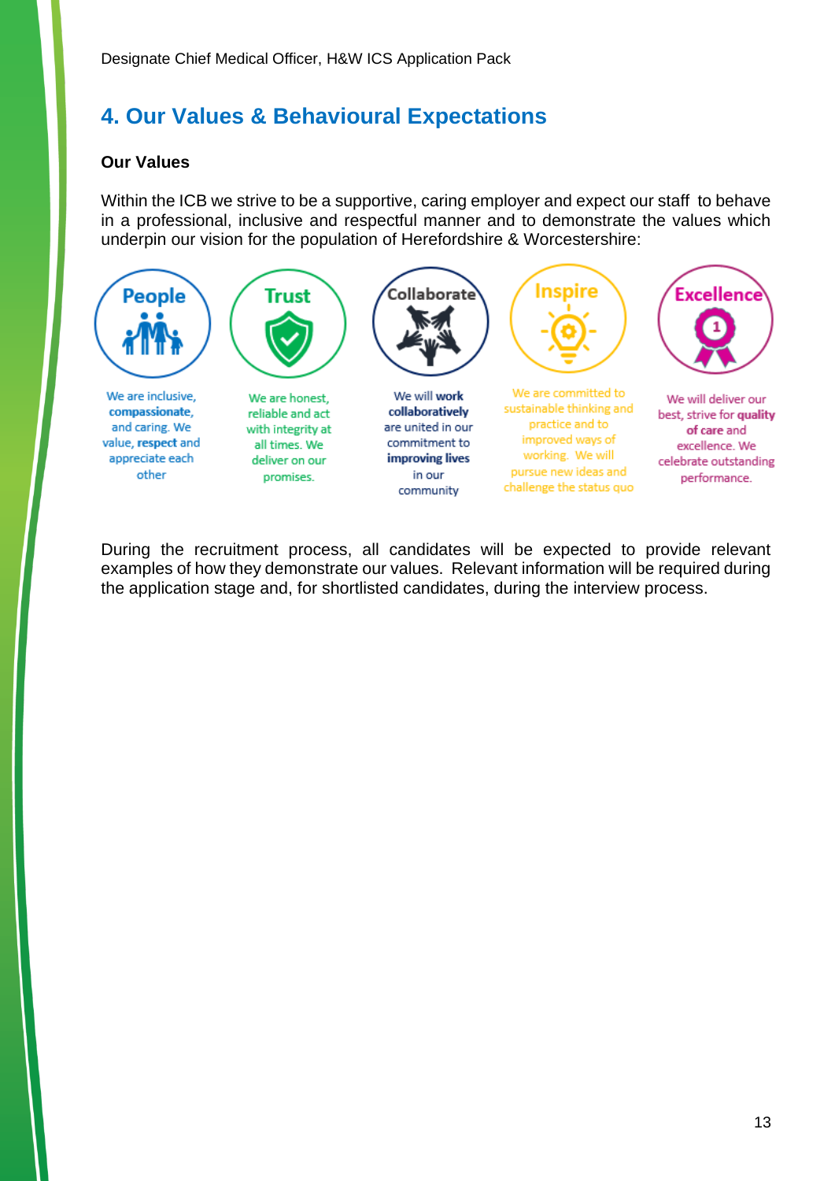## 4. Our Values & Behavioural Expectations

### Our Values

Within the ICB we strive to be a supportive, caring employer and expect our staff to behave in a professional, inclusive and respectful manner and to demonstrate the values which underpin our vision for the population of Herefordshire & Worcestershire:

**People**

We are inclusive, **compassionate**, and caring. We value, **respect** and appreciate each other

**Trust**

We are honest, reliable and act with integrity at all times. We deliver on our promises.

**Collaborate**

We will **work collaboratively** are united in our commitment to **improving lives** in our community

**Inspire**

We are committed to sustainable thinking and practice and to improved ways of working. We will pursue new ideas and challenge the status quo

**Excellence**

We will deliver our best, strive for **quality of care** and excellence. We celebrate outstanding performance.

During the recruitment process, all candidates will be expected to provide relevant examples of how they demonstrate our values. Relevant information will be required during the application stage and, for shortlisted candidates, during the interview process.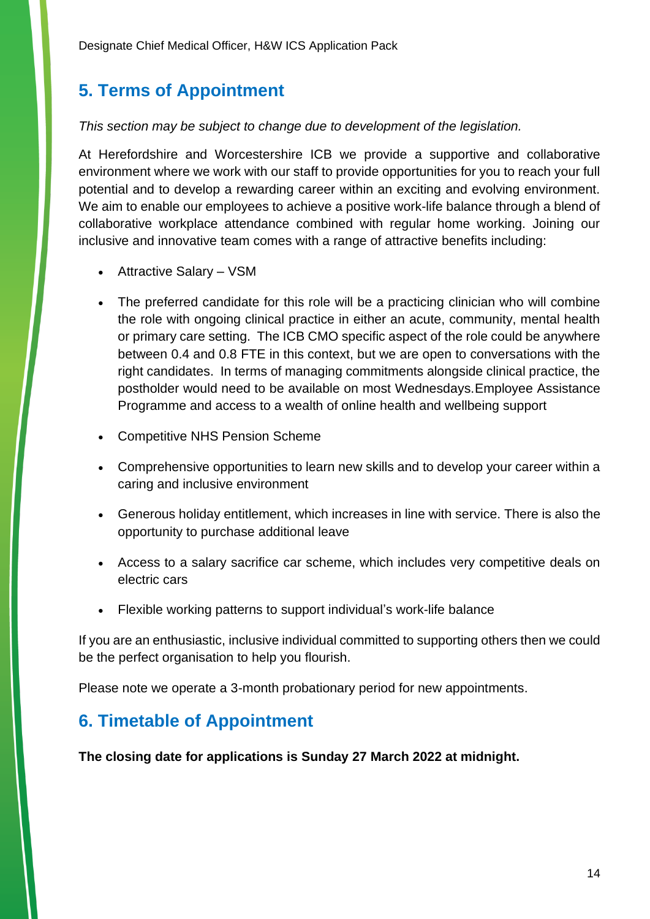## 5. Terms of Appointment

*This section may be subject to change due to development of the legislation.*

At Herefordshire and Worcestershire ICB we provide a supportive and collaborative environment where we work with our staff to provide opportunities for you to reach your full potential and to develop a rewarding career within an exciting and evolving environment. We aim to enable our employees to achieve a positive work-life balance through a blend of collaborative workplace attendance combined with regular home working. Joining our inclusive and innovative team comes with a range of attractive benefits including:

- Attractive Salary – VSM
- The preferred candidate for this role will be a practicing clinician who will combine the role with ongoing clinical practice in either an acute, community, mental health or primary care setting. The ICB CMO specific aspect of the role could be anywhere between 0.4 and 0.8 FTE in this context, but we are open to conversations with the right candidates. In terms of managing commitments alongside clinical practice, the postholder would need to be available on most Wednesdays.Employee Assistance Programme and access to a wealth of online health and wellbeing support
- Competitive NHS Pension Scheme
- Comprehensive opportunities to learn new skills and to develop your career within a caring and inclusive environment
- Generous holiday entitlement, which increases in line with service. There is also the opportunity to purchase additional leave
- Access to a salary sacrifice car scheme, which includes very competitive deals on electric cars
- Flexible working patterns to support individual's work-life balance

If you are an enthusiastic, inclusive individual committed to supporting others then we could be the perfect organisation to help you flourish.

Please note we operate a 3-month probationary period for new appointments.

## 6. Timetable of Appointment

**The closing date for applications is Sunday 27 March 2022 at midnight.**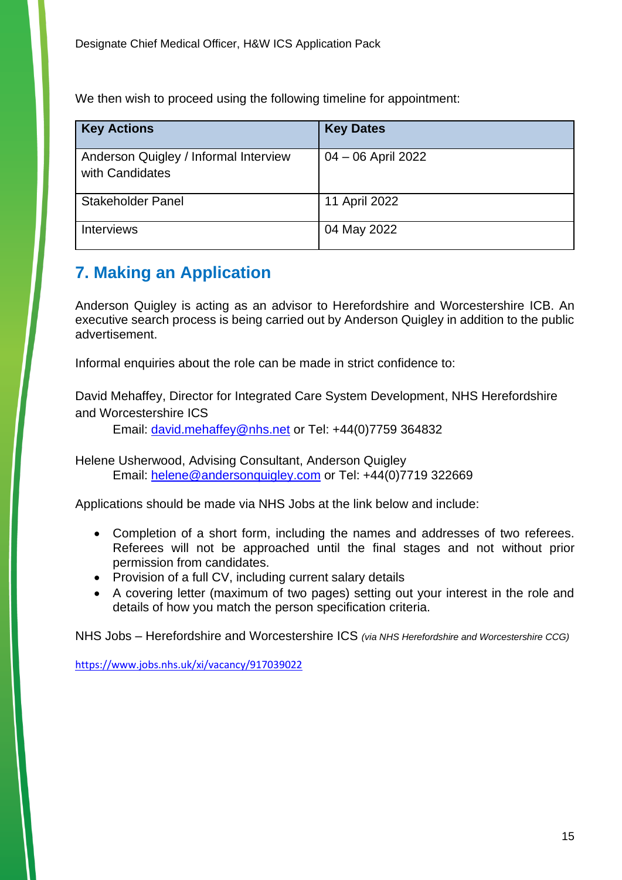We then wish to proceed using the following timeline for appointment:

| Key Actions | Key Dates |
| --- | --- |
| Anderson Quigley / Informal Interview with Candidates | 04 – 06 April 2022 |
| Stakeholder Panel | 11 April 2022 |
| Interviews | 04 May 2022 |

## 7. Making an Application

Anderson Quigley is acting as an advisor to Herefordshire and Worcestershire ICB. An executive search process is being carried out by Anderson Quigley in addition to the public advertisement.

Informal enquiries about the role can be made in strict confidence to:

David Mehaffey, Director for Integrated Care System Development, NHS Herefordshire and Worcestershire ICS
Email: david.mehaffey@nhs.net or Tel: +44(0)7759 364832

Helene Usherwood, Advising Consultant, Anderson Quigley
Email: helene@andersonquigley.com or Tel: +44(0)7719 322669

Applications should be made via NHS Jobs at the link below and include:

- Completion of a short form, including the names and addresses of two referees. Referees will not be approached until the final stages and not without prior permission from candidates.
- Provision of a full CV, including current salary details
- A covering letter (maximum of two pages) setting out your interest in the role and details of how you match the person specification criteria.

NHS Jobs – Herefordshire and Worcestershire ICS *(via NHS Herefordshire and Worcestershire CCG)*

https://www.jobs.nhs.uk/xi/vacancy/917039022